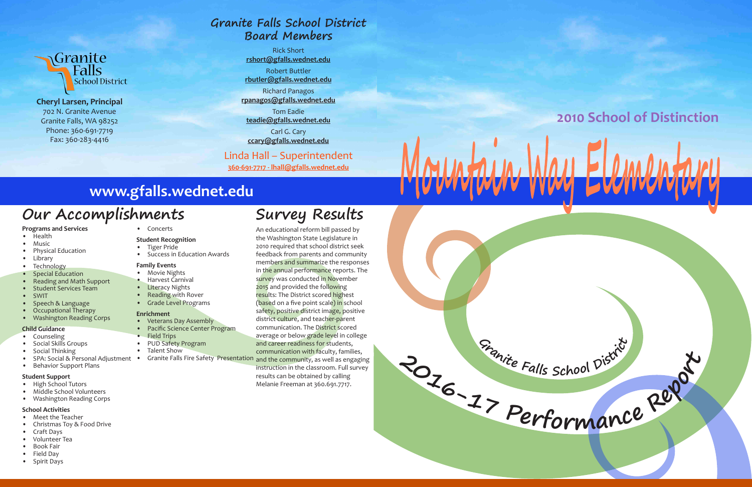# Mountain Way Elementary

## 2010 School of Distinction

## Granite Falls School District 2016-17 Performance Report

Granite Falls School District

**Cheryl Larsen, Principal**
702 N. Granite Avenue
Granite Falls, WA 98252
Phone: 360-691-7719
Fax: 360-283-4416

## Granite Falls School District Board Members

Rick Short
**rshort@gfalls.wednet.edu**

Robert Buttler
**rbutler@gfalls.wednet.edu**

Richard Panagos
**rpanagos@gfalls.wednet.edu**

Tom Eadie
**teadie@gfalls.wednet.edu**

Carl G. Cary
**ccary@gfalls.wednet.edu**

Linda Hall – Superintendent
**360-691-7717 - lhall@gfalls.wednet.edu**

## www.gfalls.wednet.edu

## Our Accomplishments

**Programs and Services**
- Health
- Music
- Physical Education
- Library
- Technology
- Special Education
- Reading and Math Support
- Student Services Team
- SWIT
- Speech & Language
- Occupational Therapy
- Washington Reading Corps

**Child Guidance**
- Counseling
- Social Skills Groups
- Social Thinking
- SPA: Social & Personal Adjustment
- Behavior Support Plans

**Student Support**
- High School Tutors
- Middle School Volunteers
- Washington Reading Corps

**School Activities**
- Meet the Teacher
- Christmas Toy & Food Drive
- Craft Days
- Volunteer Tea
- Book Fair
- Field Day
- Spirit Days
- Concerts

**Student Recognition**
- Tiger Pride
- Success in Education Awards

**Family Events**
- Movie Nights
- Harvest Carnival
- Literacy Nights
- Reading with Rover
- Grade Level Programs

**Enrichment**
- Veterans Day Assembly
- Pacific Science Center Program
- Field Trips
- PUD Safety Program
- Talent Show
- Granite Falls Fire Safety Presentation

## Survey Results

An educational reform bill passed by the Washington State Legislature in 2010 required that school district seek feedback from parents and community members and summarize the responses in the annual performance reports. The survey was conducted in November 2015 and provided the following results: The District scored highest (based on a five point scale) in school safety, positive district image, positive district culture, and teacher-parent communication. The District scored average or below grade level in college and career readiness for students, communication with faculty, families, and the community, as well as engaging instruction in the classroom. Full survey results can be obtained by calling Melanie Freeman at 360.691.7717.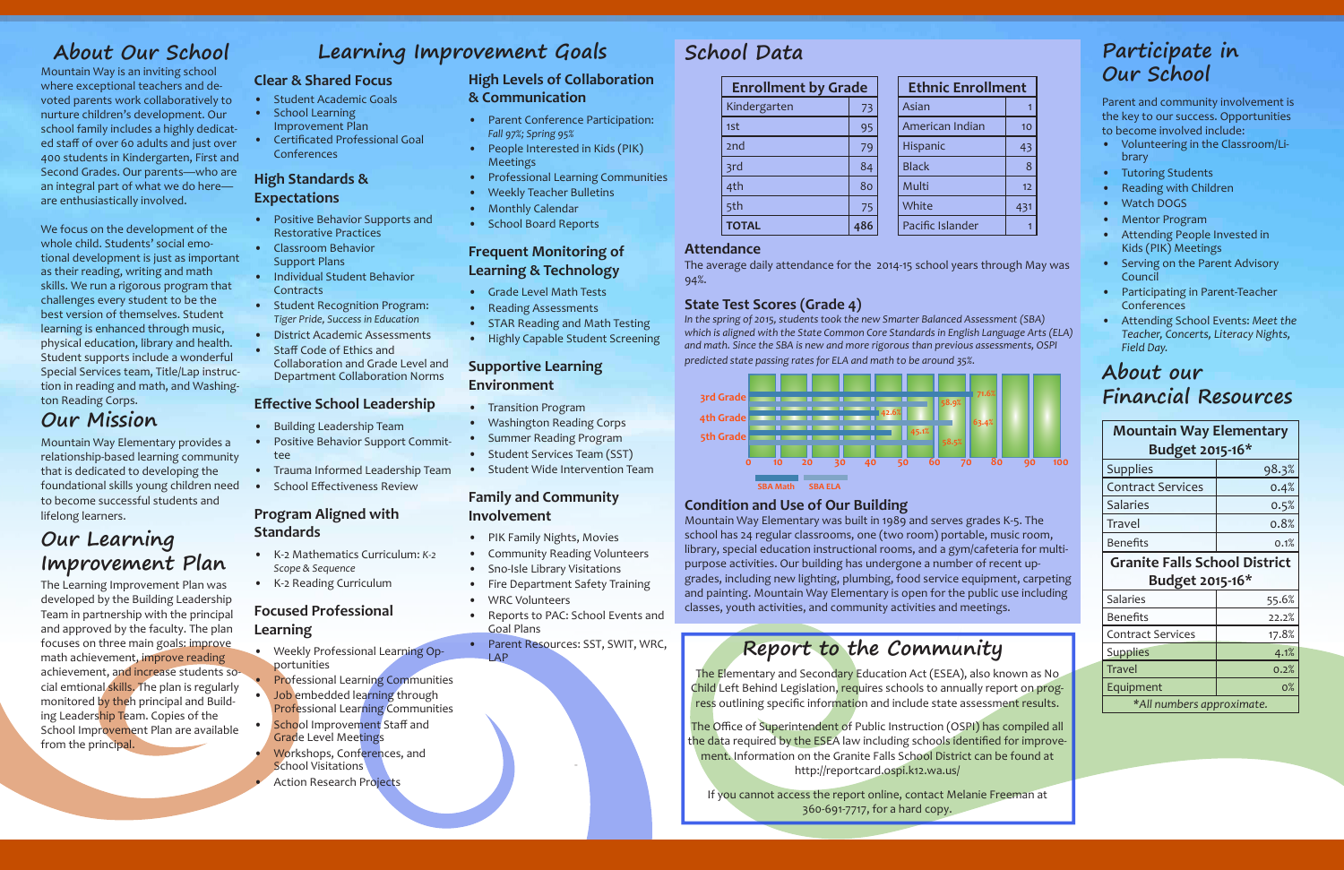## About Our School

Mountain Way is an inviting school where exceptional teachers and devoted parents work collaboratively to nurture children's development. Our school family includes a highly dedicated staff of over 60 adults and just over 400 students in Kindergarten, First and Second Grades. Our parents—who are an integral part of what we do here—are enthusiastically involved.

We focus on the development of the whole child. Students' social emotional development is just as important as their reading, writing and math skills. We run a rigorous program that challenges every student to be the best version of themselves. Student learning is enhanced through music, physical education, library and health. Student supports include a wonderful Special Services team, Title/Lap instruction in reading and math, and Washington Reading Corps.

## Our Mission

Mountain Way Elementary provides a relationship-based learning community that is dedicated to developing the foundational skills young children need to become successful students and lifelong learners.

## Our Learning Improvement Plan

The Learning Improvement Plan was developed by the Building Leadership Team in partnership with the principal and approved by the faculty. The plan focuses on three main goals: improve math achievement, improve reading achievement, and increase students social emotional skills. The plan is regularly monitored by then principal and Building Leadership Team. Copies of the School Improvement Plan are available from the principal.

## Learning Improvement Goals

### Clear & Shared Focus

- Student Academic Goals
- School Learning Improvement Plan
- Certificated Professional Goal Conferences

### High Standards & Expectations

- Positive Behavior Supports and Restorative Practices
- Classroom Behavior Support Plans
- Individual Student Behavior Contracts
- Student Recognition Program: *Tiger Pride, Success in Education*
- District Academic Assessments
- Staff Code of Ethics and Collaboration and Grade Level and Department Collaboration Norms

### Effective School Leadership

- Building Leadership Team
- Positive Behavior Support Committee
- Trauma Informed Leadership Team
- School Effectiveness Review

### Program Aligned with Standards

- K-2 Mathematics Curriculum: *K-2 Scope & Sequence*
- K-2 Reading Curriculum

### Focused Professional Learning

- Weekly Professional Learning Opportunities
- Professional Learning Communities
- Job embedded learning through Professional Learning Communities
- School Improvement Staff and Grade Level Meetings
- Workshops, Conferences, and School Visitations
- Action Research Projects

### High Levels of Collaboration & Communication

- Parent Conference Participation: *Fall 97%; Spring 95%*
- People Interested in Kids (PIK) Meetings
- Professional Learning Communities
- Weekly Teacher Bulletins
- Monthly Calendar
- School Board Reports

### Frequent Monitoring of Learning & Technology

- Grade Level Math Tests
- Reading Assessments
- STAR Reading and Math Testing
- Highly Capable Student Screening

### Supportive Learning Environment

- Transition Program
- Washington Reading Corps
- Summer Reading Program
- Student Services Team (SST)
- Student Wide Intervention Team

### Family and Community Involvement

- PIK Family Nights, Movies
- Community Reading Volunteers
- Sno-Isle Library Visitations
- Fire Department Safety Training
- WRC Volunteers
- Reports to PAC: School Events and Goal Plans
- Parent Resources: SST, SWIT, WRC, LAP

## School Data

| Enrollment by Grade | |
|---|---|
| Kindergarten | 73 |
| 1st | 95 |
| 2nd | 79 |
| 3rd | 84 |
| 4th | 80 |
| 5th | 75 |
| **TOTAL** | **486** |

| Ethnic Enrollment | |
|---|---|
| Asian | 1 |
| American Indian | 10 |
| Hispanic | 43 |
| Black | 8 |
| Multi | 12 |
| White | 431 |
| Pacific Islander | 1 |

### Attendance

The average daily attendance for the 2014-15 school years through May was 94%.

### State Test Scores (Grade 4)

*In the spring of 2015, students took the new Smarter Balanced Assessment (SBA) which is aligned with the State Common Core Standards in English Language Arts (ELA) and math. Since the SBA is new and more rigorous than previous assessments, OSPI predicted state passing rates for ELA and math to be around 35%.*

3rd Grade
4th Grade
5th Grade
58.9%
71.6%
42.6%
63.4%
45.1%
58.5%
0 10 20 30 40 50 60 70 80 90 100
SBA Math SBA ELA

### Condition and Use of Our Building

Mountain Way Elementary was built in 1989 and serves grades K-5. The school has 24 regular classrooms, one (two room) portable, music room, library, special education instructional rooms, and a gym/cafeteria for multipurpose activities. Our building has undergone a number of recent upgrades, including new lighting, plumbing, food service equipment, carpeting and painting. Mountain Way Elementary is open for the public use including classes, youth activities, and community activities and meetings.

## Report to the Community

The Elementary and Secondary Education Act (ESEA), also known as No Child Left Behind Legislation, requires schools to annually report on progress outlining specific information and include state assessment results.

The Office of Superintendent of Public Instruction (OSPI) has compiled all the data required by the ESEA law including schools identified for improvement. Information on the Granite Falls School District can be found at http://reportcard.ospi.k12.wa.us/

If you cannot access the report online, contact Melanie Freeman at 360-691-7717, for a hard copy.

## Participate in Our School

Parent and community involvement is the key to our success. Opportunities to become involved include:

- Volunteering in the Classroom/Library
- Tutoring Students
- Reading with Children
- Watch DOGS
- Mentor Program
- Attending People Invested in Kids (PIK) Meetings
- Serving on the Parent Advisory Council
- Participating in Parent-Teacher Conferences
- Attending School Events: *Meet the Teacher, Concerts, Literacy Nights, Field Day.*

## About our Financial Resources

| Mountain Way Elementary Budget 2015-16* | |
|---|---|
| Supplies | 98.3% |
| Contract Services | 0.4% |
| Salaries | 0.5% |
| Travel | 0.8% |
| Benefits | 0.1% |
| **Granite Falls School District Budget 2015-16*** | |
| Salaries | 55.6% |
| Benefits | 22.2% |
| Contract Services | 17.8% |
| Supplies | 4.1% |
| Travel | 0.2% |
| Equipment | 0% |
| *All numbers approximate. | |